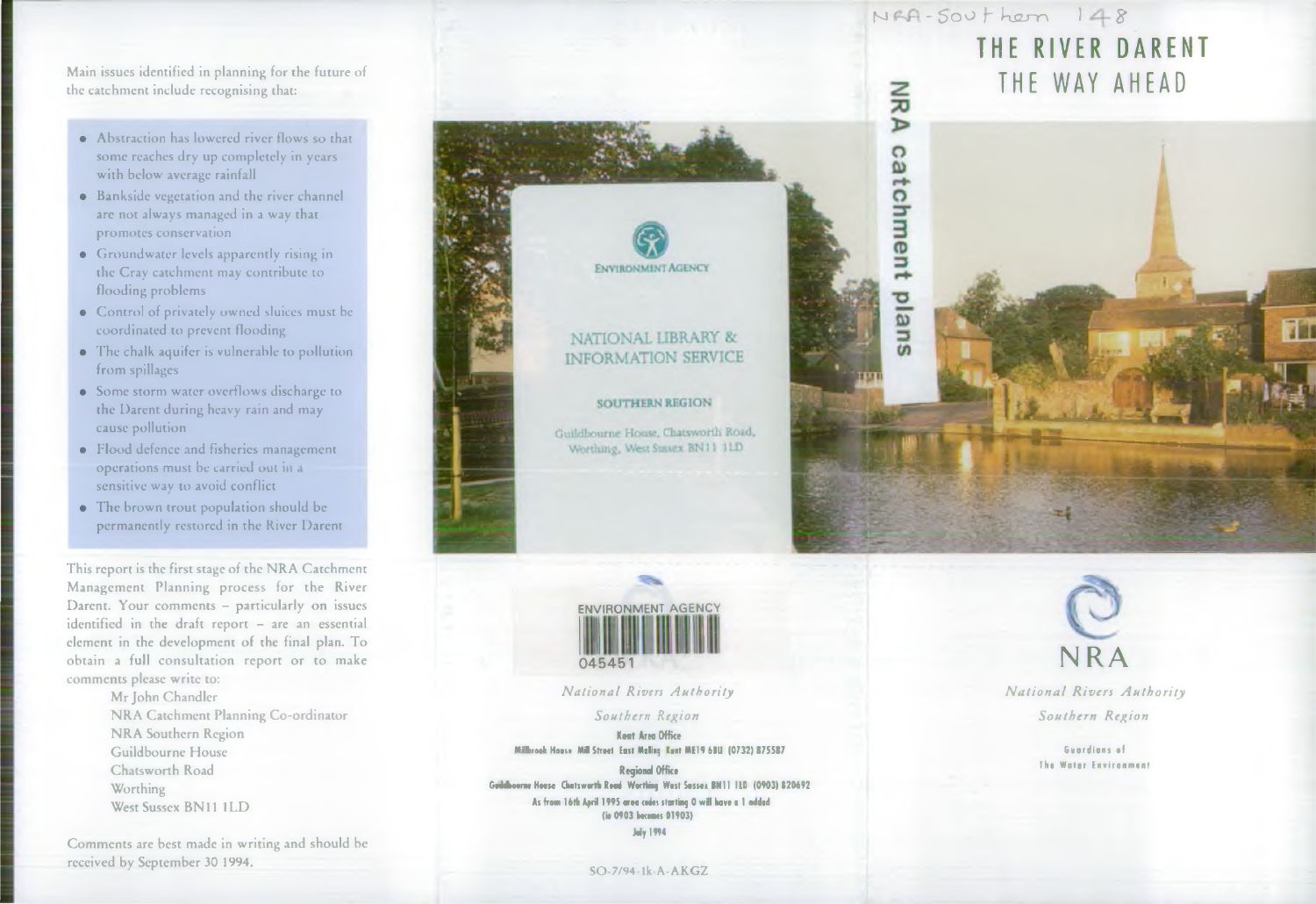Main issues identified in planning for the future of the catchment include recognising that:

- Abstraction has lowered river flows so that some reaches dry up completely in years with below average rainfall
- Bankside vegetation and the river channel are not always managed in a way that promotes conservation
- Groundwater levels apparently rising in the Cray catchment may contribute to flooding problems
- Control of privately owned sluices must be coordinated to prevent flooding
- The chalk aquifer is vulnerable to pollution from spillages
- Some storm water overflows discharge to the Darent during heavy rain and may cause pollution
- Flood defence and fisheries management operations must be carried out in a sensitive way to avoid conflict
- The brown trout population should be permanently restored in the River Darent

This report is the first stage of the NRA Catchment Management Planning process for the River Darent. Your comments – particularly on issues identified in the draft report – are an essential element in the development of the final plan. To obtain a full consultation report or to make comments please write to:

Mr John Chandler
NRA Catchment Planning Co-ordinator
NRA Southern Region
Guildbourne House
Chatsworth Road
Worthing
West Sussex BN11 1LD

Comments are best made in writing and should be received by September 30 1994.

ENVIRONMENT AGENCY

NATIONAL LIBRARY & INFORMATION SERVICE

SOUTHERN REGION

Guildbourne House, Chatsworth Road, Worthing, West Sussex BN11 1LD

ENVIRONMENT AGENCY
045451

*National Rivers Authority*

*Southern Region*

**Kent Area Office**
Millbrook House Mill Street East Malling Kent ME19 6BU (0732) 875587

**Regional Office**
Guildbourne House Chatsworth Road Worthing West Sussex BN11 1LD (0903) 820692

As from 16th April 1995 area codes starting 0 will have a 1 added (ie 0903 becomes 01903)

July 1994

SO-7/94-1k-A-AKGZ

NRA-Southern 148

# THE RIVER DARENT
## THE WAY AHEAD

NRA catchment plans

NRA

*National Rivers Authority*

*Southern Region*

Guardians of The Water Environment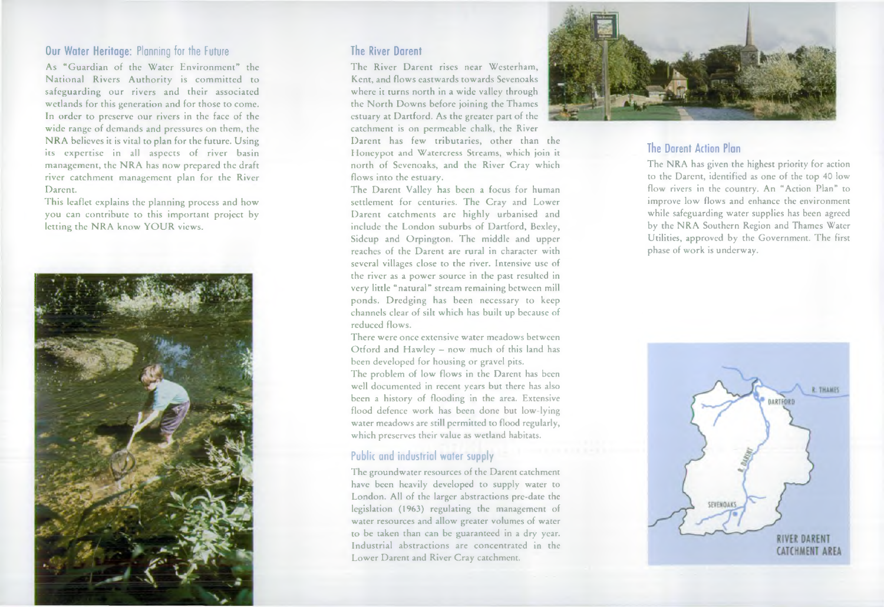## Our Water Heritage: Planning for the Future

As "Guardian of the Water Environment" the National Rivers Authority is committed to safeguarding our rivers and their associated wetlands for this generation and for those to come. In order to preserve our rivers in the face of the wide range of demands and pressures on them, the NRA believes it is vital to plan for the future. Using its expertise in all aspects of river basin management, the NRA has now prepared the draft river catchment management plan for the River Darent.

This leaflet explains the planning process and how you can contribute to this important project by letting the NRA know YOUR views.

## The River Darent

The River Darent rises near Westerham, Kent, and flows eastwards towards Sevenoaks where it turns north in a wide valley through the North Downs before joining the Thames estuary at Dartford. As the greater part of the catchment is on permeable chalk, the River Darent has few tributaries, other than the Honeypot and Watercress Streams, which join it north of Sevenoaks, and the River Cray which flows into the estuary.

The Darent Valley has been a focus for human settlement for centuries. The Cray and Lower Darent catchments are highly urbanised and include the London suburbs of Dartford, Bexley, Sidcup and Orpington. The middle and upper reaches of the Darent are rural in character with several villages close to the river. Intensive use of the river as a power source in the past resulted in very little "natural" stream remaining between mill ponds. Dredging has been necessary to keep channels clear of silt which has built up because of reduced flows.

There were once extensive water meadows between Otford and Hawley – now much of this land has been developed for housing or gravel pits.

The problem of low flows in the Darent has been well documented in recent years but there has also been a history of flooding in the area. Extensive flood defence work has been done but low-lying water meadows are still permitted to flood regularly, which preserves their value as wetland habitats.

### Public and industrial water supply

The groundwater resources of the Darent catchment have been heavily developed to supply water to London. All of the larger abstractions pre-date the legislation (1963) regulating the management of water resources and allow greater volumes of water to be taken than can be guaranteed in a dry year. Industrial abstractions are concentrated in the Lower Darent and River Cray catchment.

## The Darent Action Plan

The NRA has given the highest priority for action to the Darent, identified as one of the top 40 low flow rivers in the country. An "Action Plan" to improve low flows and enhance the environment while safeguarding water supplies has been agreed by the NRA Southern Region and Thames Water Utilities, approved by the Government. The first phase of work is underway.

R. THAMES
DARTFORD
R. DARENT
SEVENOAKS
RIVER DARENT CATCHMENT AREA